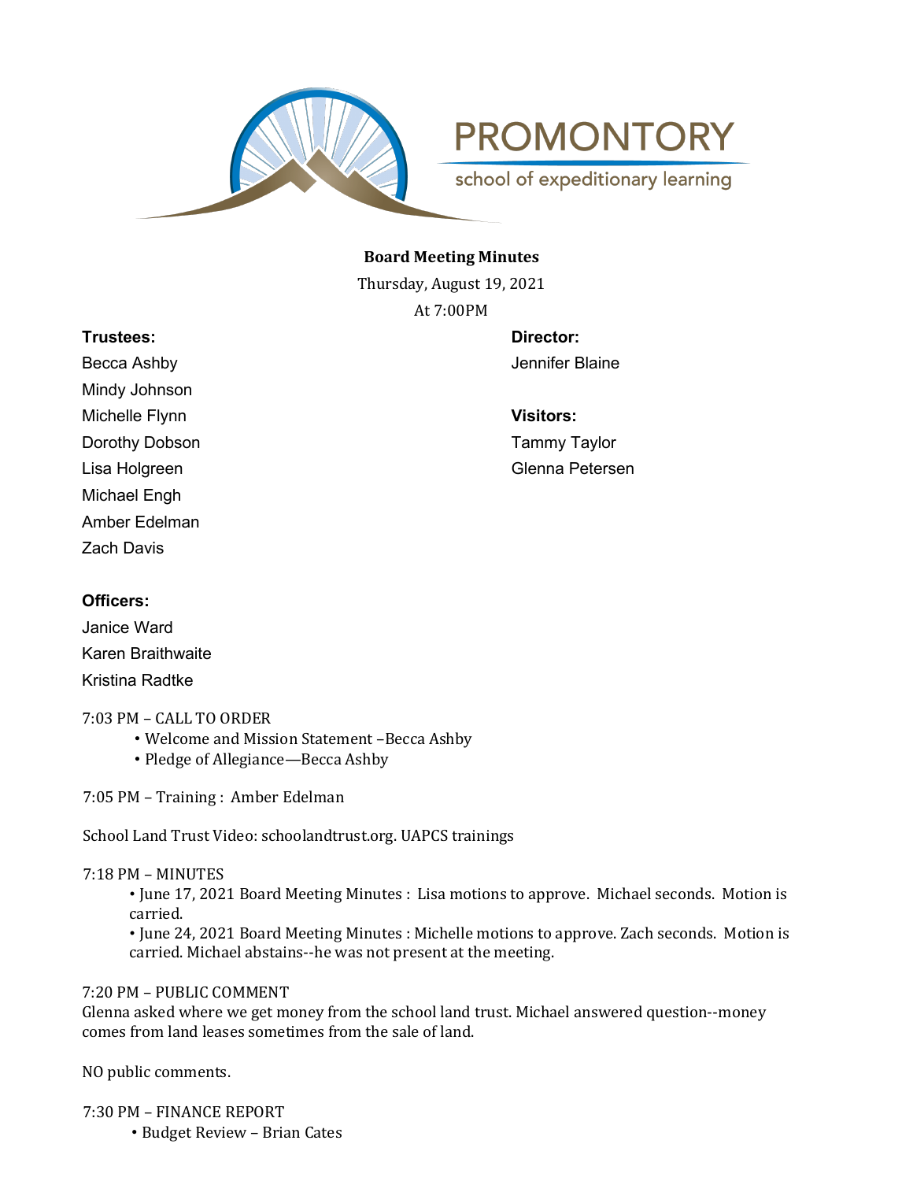PROMONTORY

school of expeditionary learning

**Board Meeting Minutes**

Thursday, August 19, 2021

At 7:00PM

**Trustees:**

Becca Ashby
Mindy Johnson
Michelle Flynn
Dorothy Dobson
Lisa Holgreen
Michael Engh
Amber Edelman
Zach Davis

**Director:**

Jennifer Blaine

**Visitors:**

Tammy Taylor
Glenna Petersen

**Officers:**

Janice Ward
Karen Braithwaite
Kristina Radtke

7:03 PM – CALL TO ORDER

- Welcome and Mission Statement –Becca Ashby
- Pledge of Allegiance—Becca Ashby

7:05 PM – Training : Amber Edelman

School Land Trust Video: schoolandtrust.org. UAPCS trainings

7:18 PM – MINUTES

- June 17, 2021 Board Meeting Minutes : Lisa motions to approve. Michael seconds. Motion is carried.
- June 24, 2021 Board Meeting Minutes : Michelle motions to approve. Zach seconds. Motion is carried. Michael abstains--he was not present at the meeting.

7:20 PM – PUBLIC COMMENT

Glenna asked where we get money from the school land trust. Michael answered question--money comes from land leases sometimes from the sale of land.

NO public comments.

7:30 PM – FINANCE REPORT

- Budget Review – Brian Cates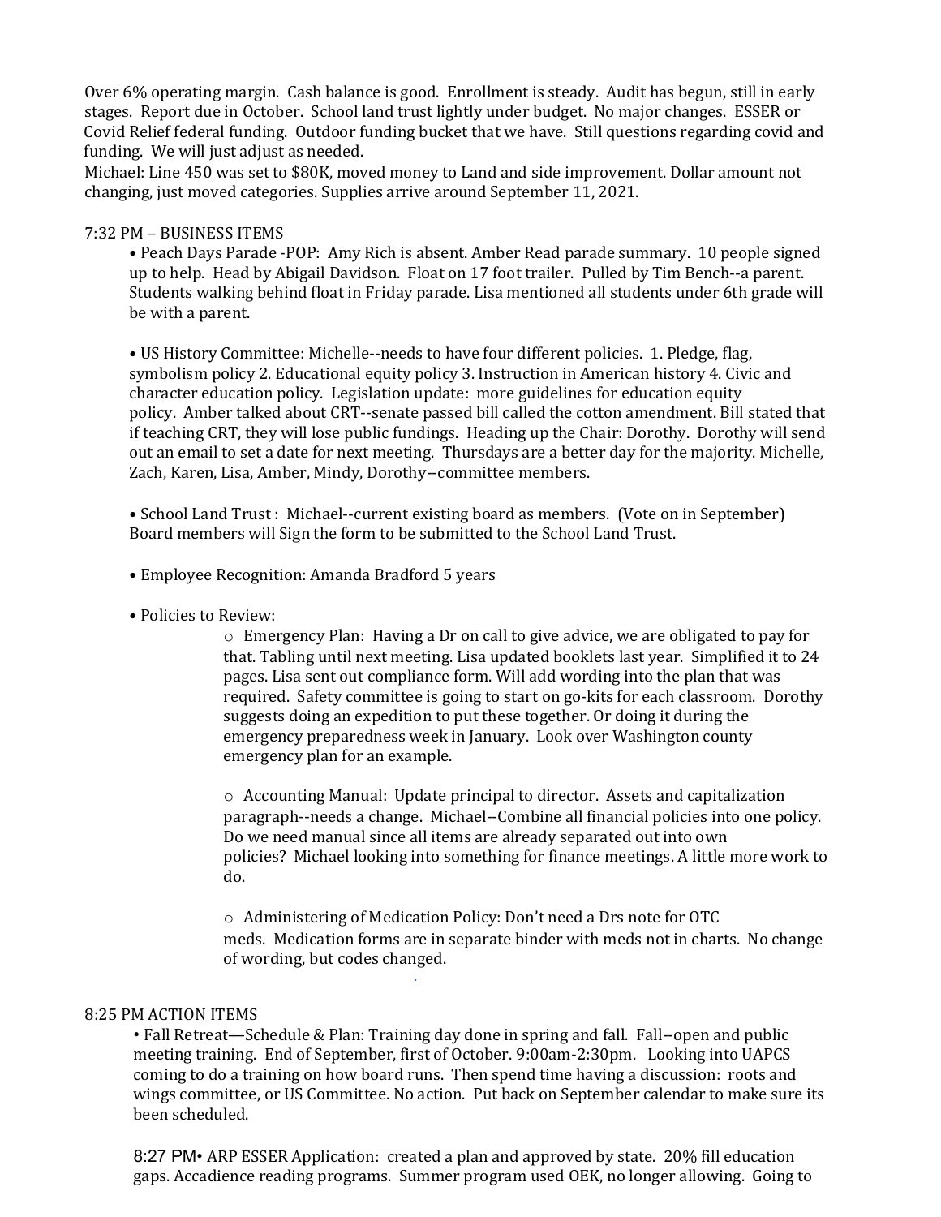Over 6% operating margin. Cash balance is good. Enrollment is steady. Audit has begun, still in early stages. Report due in October. School land trust lightly under budget. No major changes. ESSER or Covid Relief federal funding. Outdoor funding bucket that we have. Still questions regarding covid and funding. We will just adjust as needed.

Michael: Line 450 was set to $80K, moved money to Land and side improvement. Dollar amount not changing, just moved categories. Supplies arrive around September 11, 2021.

7:32 PM – BUSINESS ITEMS

- Peach Days Parade -POP: Amy Rich is absent. Amber Read parade summary. 10 people signed up to help. Head by Abigail Davidson. Float on 17 foot trailer. Pulled by Tim Bench--a parent. Students walking behind float in Friday parade. Lisa mentioned all students under 6th grade will be with a parent.

- US History Committee: Michelle--needs to have four different policies. 1. Pledge, flag, symbolism policy 2. Educational equity policy 3. Instruction in American history 4. Civic and character education policy. Legislation update: more guidelines for education equity policy. Amber talked about CRT--senate passed bill called the cotton amendment. Bill stated that if teaching CRT, they will lose public fundings. Heading up the Chair: Dorothy. Dorothy will send out an email to set a date for next meeting. Thursdays are a better day for the majority. Michelle, Zach, Karen, Lisa, Amber, Mindy, Dorothy--committee members.

- School Land Trust : Michael--current existing board as members. (Vote on in September) Board members will Sign the form to be submitted to the School Land Trust.

- Employee Recognition: Amanda Bradford 5 years

- Policies to Review:
  - Emergency Plan: Having a Dr on call to give advice, we are obligated to pay for that. Tabling until next meeting. Lisa updated booklets last year. Simplified it to 24 pages. Lisa sent out compliance form. Will add wording into the plan that was required. Safety committee is going to start on go-kits for each classroom. Dorothy suggests doing an expedition to put these together. Or doing it during the emergency preparedness week in January. Look over Washington county emergency plan for an example.

  - Accounting Manual: Update principal to director. Assets and capitalization paragraph--needs a change. Michael--Combine all financial policies into one policy. Do we need manual since all items are already separated out into own policies? Michael looking into something for finance meetings. A little more work to do.

  - Administering of Medication Policy: Don't need a Drs note for OTC meds. Medication forms are in separate binder with meds not in charts. No change of wording, but codes changed.

8:25 PM ACTION ITEMS

- Fall Retreat—Schedule & Plan: Training day done in spring and fall. Fall--open and public meeting training. End of September, first of October. 9:00am-2:30pm. Looking into UAPCS coming to do a training on how board runs. Then spend time having a discussion: roots and wings committee, or US Committee. No action. Put back on September calendar to make sure its been scheduled.

8:27 PM• ARP ESSER Application: created a plan and approved by state. 20% fill education gaps. Accadience reading programs. Summer program used OEK, no longer allowing. Going to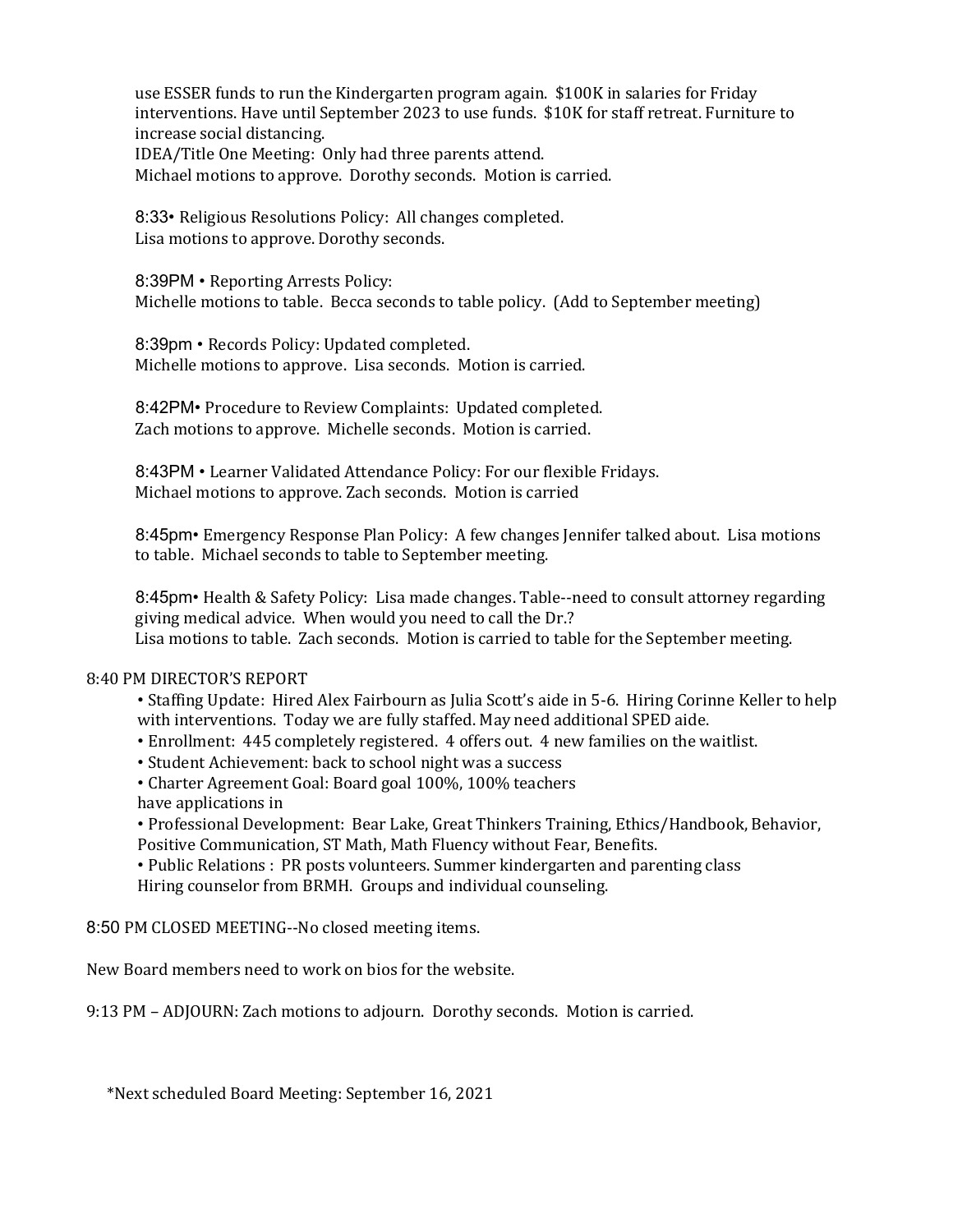use ESSER funds to run the Kindergarten program again. $100K in salaries for Friday interventions. Have until September 2023 to use funds. $10K for staff retreat. Furniture to increase social distancing.
IDEA/Title One Meeting: Only had three parents attend.
Michael motions to approve. Dorothy seconds. Motion is carried.

8:33• Religious Resolutions Policy: All changes completed.
Lisa motions to approve. Dorothy seconds.

8:39PM • Reporting Arrests Policy:
Michelle motions to table. Becca seconds to table policy. (Add to September meeting)

8:39pm • Records Policy: Updated completed.
Michelle motions to approve. Lisa seconds. Motion is carried.

8:42PM• Procedure to Review Complaints: Updated completed.
Zach motions to approve. Michelle seconds. Motion is carried.

8:43PM • Learner Validated Attendance Policy: For our flexible Fridays.
Michael motions to approve. Zach seconds. Motion is carried

8:45pm• Emergency Response Plan Policy: A few changes Jennifer talked about. Lisa motions to table. Michael seconds to table to September meeting.

8:45pm• Health & Safety Policy: Lisa made changes. Table--need to consult attorney regarding giving medical advice. When would you need to call the Dr.?
Lisa motions to table. Zach seconds. Motion is carried to table for the September meeting.

8:40 PM DIRECTOR'S REPORT

- Staffing Update: Hired Alex Fairbourn as Julia Scott's aide in 5-6. Hiring Corinne Keller to help with interventions. Today we are fully staffed. May need additional SPED aide.
- Enrollment: 445 completely registered. 4 offers out. 4 new families on the waitlist.
- Student Achievement: back to school night was a success
- Charter Agreement Goal: Board goal 100%, 100% teachers have applications in
- Professional Development: Bear Lake, Great Thinkers Training, Ethics/Handbook, Behavior, Positive Communication, ST Math, Math Fluency without Fear, Benefits.
- Public Relations : PR posts volunteers. Summer kindergarten and parenting class Hiring counselor from BRMH. Groups and individual counseling.

8:50 PM CLOSED MEETING--No closed meeting items.

New Board members need to work on bios for the website.

9:13 PM – ADJOURN: Zach motions to adjourn. Dorothy seconds. Motion is carried.

*Next scheduled Board Meeting: September 16, 2021